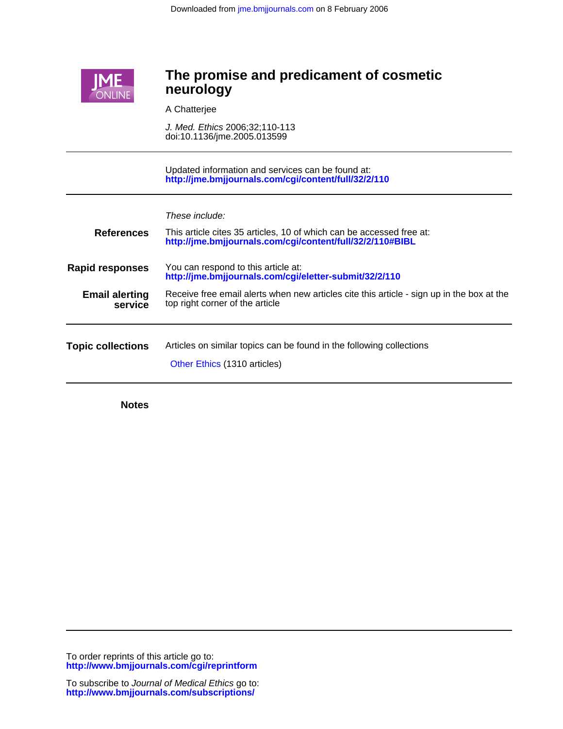Downloaded from jme.bmjjournals.com on 8 February 2006

# The promise and predicament of cosmetic neurology

A Chatterjee

*J. Med. Ethics* 2006;32;110-113
doi:10.1136/jme.2005.013599

Updated information and services can be found at:
**http://jme.bmjjournals.com/cgi/content/full/32/2/110**

*These include:*

**References**
This article cites 35 articles, 10 of which can be accessed free at:
**http://jme.bmjjournals.com/cgi/content/full/32/2/110#BIBL**

**Rapid responses**
You can respond to this article at:
**http://jme.bmjjournals.com/cgi/eletter-submit/32/2/110**

**Email alerting service**
Receive free email alerts when new articles cite this article - sign up in the box at the top right corner of the article

**Topic collections**
Articles on similar topics can be found in the following collections

Other Ethics (1310 articles)

**Notes**

To order reprints of this article go to:
**http://www.bmjjournals.com/cgi/reprintform**

To subscribe to *Journal of Medical Ethics* go to:
**http://www.bmjjournals.com/subscriptions/**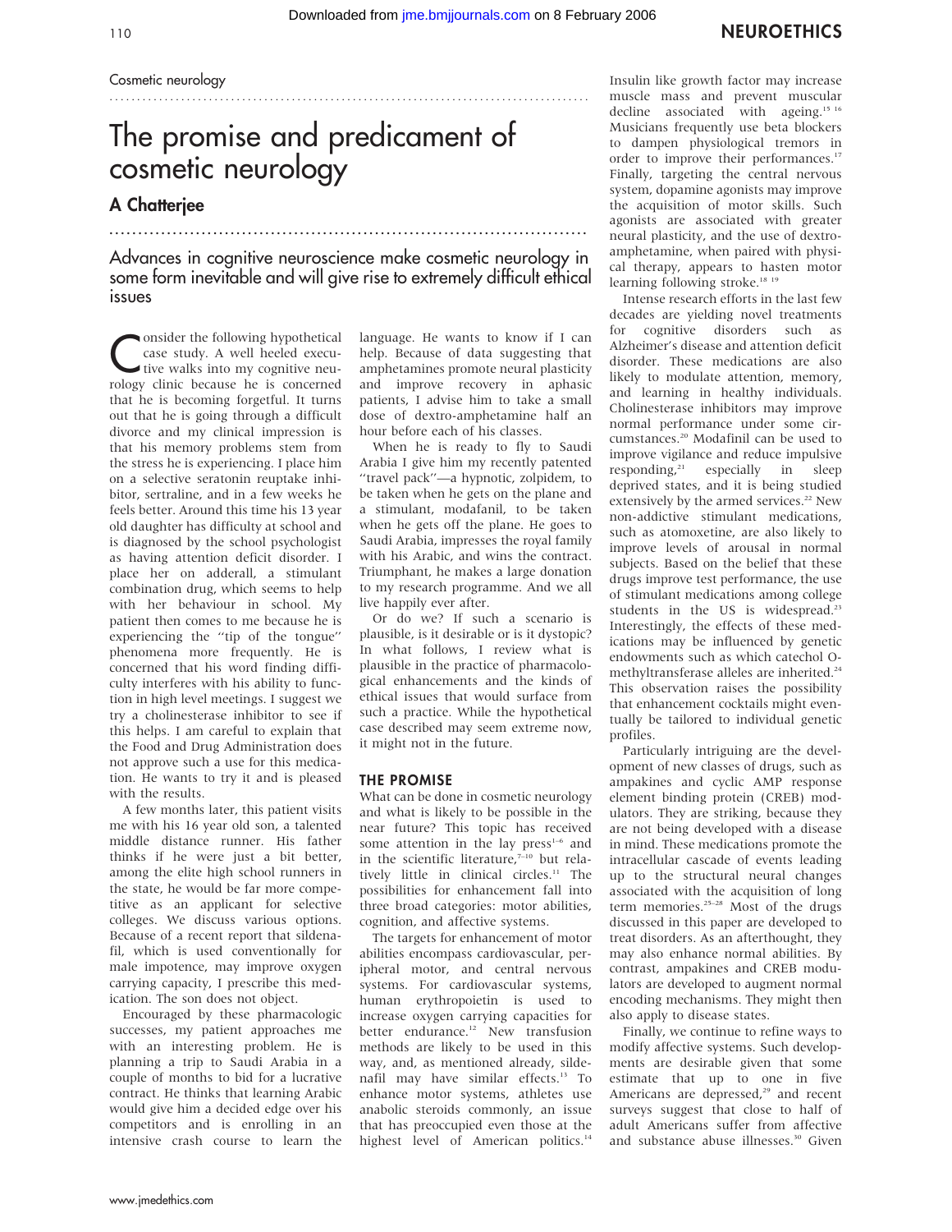Cosmetic neurology

# The promise and predicament of cosmetic neurology

## A Chatterjee

Advances in cognitive neuroscience make cosmetic neurology in some form inevitable and will give rise to extremely difficult ethical issues

Consider the following hypothetical case study. A well heeled executive walks into my cognitive neurology clinic because he is concerned that he is becoming forgetful. It turns out that he is going through a difficult divorce and my clinical impression is that his memory problems stem from the stress he is experiencing. I place him on a selective seratonin reuptake inhibitor, sertraline, and in a few weeks he feels better. Around this time his 13 year old daughter has difficulty at school and is diagnosed by the school psychologist as having attention deficit disorder. I place her on adderall, a stimulant combination drug, which seems to help with her behaviour in school. My patient then comes to me because he is experiencing the "tip of the tongue" phenomena more frequently. He is concerned that his word finding difficulty interferes with his ability to function in high level meetings. I suggest we try a cholinesterase inhibitor to see if this helps. I am careful to explain that the Food and Drug Administration does not approve such a use for this medication. He wants to try it and is pleased with the results.

A few months later, this patient visits me with his 16 year old son, a talented middle distance runner. His father thinks if he were just a bit better, among the elite high school runners in the state, he would be far more competitive as an applicant for selective colleges. We discuss various options. Because of a recent report that sildenafil, which is used conventionally for male impotence, may improve oxygen carrying capacity, I prescribe this medication. The son does not object.

Encouraged by these pharmacologic successes, my patient approaches me with an interesting problem. He is planning a trip to Saudi Arabia in a couple of months to bid for a lucrative contract. He thinks that learning Arabic would give him a decided edge over his competitors and is enrolling in an intensive crash course to learn the language. He wants to know if I can help. Because of data suggesting that amphetamines promote neural plasticity and improve recovery in aphasic patients, I advise him to take a small dose of dextro-amphetamine half an hour before each of his classes.

When he is ready to fly to Saudi Arabia I give him my recently patented "travel pack"—a hypnotic, zolpidem, to be taken when he gets on the plane and a stimulant, modafanil, to be taken when he gets off the plane. He goes to Saudi Arabia, impresses the royal family with his Arabic, and wins the contract. Triumphant, he makes a large donation to my research programme. And we all live happily ever after.

Or do we? If such a scenario is plausible, is it desirable or is it dystopic? In what follows, I review what is plausible in the practice of pharmacological enhancements and the kinds of ethical issues that would surface from such a practice. While the hypothetical case described may seem extreme now, it might not in the future.

### THE PROMISE

What can be done in cosmetic neurology and what is likely to be possible in the near future? This topic has received some attention in the lay press[1–6] and in the scientific literature,[7–10] but relatively little in clinical circles.[11] The possibilities for enhancement fall into three broad categories: motor abilities, cognition, and affective systems.

The targets for enhancement of motor abilities encompass cardiovascular, peripheral motor, and central nervous systems. For cardiovascular systems, human erythropoietin is used to increase oxygen carrying capacities for better endurance.[12] New transfusion methods are likely to be used in this way, and, as mentioned already, sildenafil may have similar effects.[13] To enhance motor systems, athletes use anabolic steroids commonly, an issue that has preoccupied even those at the highest level of American politics.[14] Insulin like growth factor may increase muscle mass and prevent muscular decline associated with ageing.[15 16] Musicians frequently use beta blockers to dampen physiological tremors in order to improve their performances.[17] Finally, targeting the central nervous system, dopamine agonists may improve the acquisition of motor skills. Such agonists are associated with greater neural plasticity, and the use of dextro-amphetamine, when paired with physical therapy, appears to hasten motor learning following stroke.[18 19]

Intense research efforts in the last few decades are yielding novel treatments for cognitive disorders such as Alzheimer's disease and attention deficit disorder. These medications are also likely to modulate attention, memory, and learning in healthy individuals. Cholinesterase inhibitors may improve normal performance under some circumstances.[20] Modafinil can be used to improve vigilance and reduce impulsive responding,[21] especially in sleep deprived states, and it is being studied extensively by the armed services.[22] New non-addictive stimulant medications, such as atomoxetine, are also likely to improve levels of arousal in normal subjects. Based on the belief that these drugs improve test performance, the use of stimulant medications among college students in the US is widespread.[23] Interestingly, the effects of these medications may be influenced by genetic endowments such as which catechol O-methyltransferase alleles are inherited.[24] This observation raises the possibility that enhancement cocktails might eventually be tailored to individual genetic profiles.

Particularly intriguing are the development of new classes of drugs, such as ampakines and cyclic AMP response element binding protein (CREB) modulators. They are striking, because they are not being developed with a disease in mind. These medications promote the intracellular cascade of events leading up to the structural neural changes associated with the acquisition of long term memories.[25–28] Most of the drugs discussed in this paper are developed to treat disorders. As an afterthought, they may also enhance normal abilities. By contrast, ampakines and CREB modulators are developed to augment normal encoding mechanisms. They might then also apply to disease states.

Finally, we continue to refine ways to modify affective systems. Such developments are desirable given that some estimate that up to one in five Americans are depressed,[29] and recent surveys suggest that close to half of adult Americans suffer from affective and substance abuse illnesses.[30] Given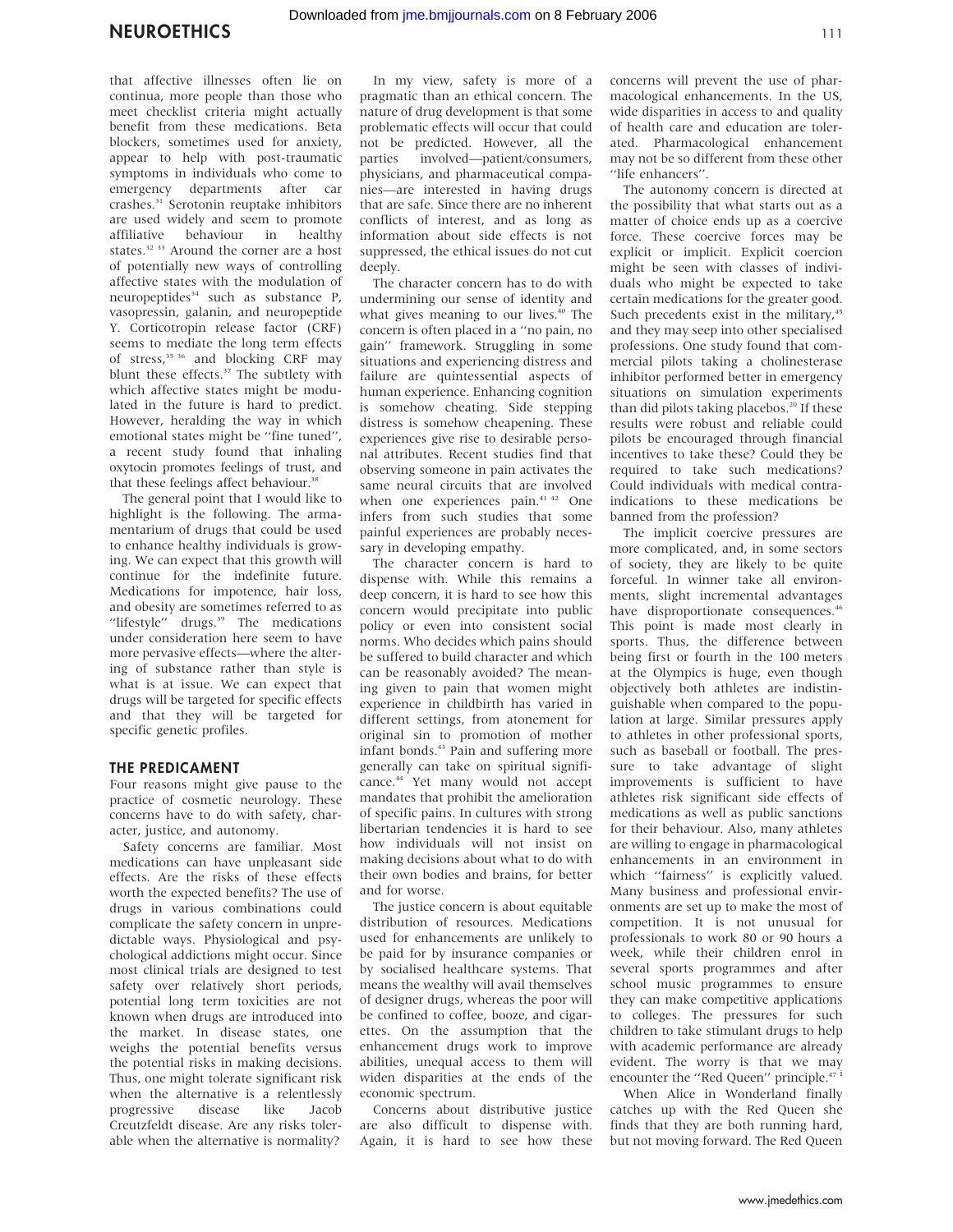that affective illnesses often lie on continua, more people than those who meet checklist criteria might actually benefit from these medications. Beta blockers, sometimes used for anxiety, appear to help with post-traumatic symptoms in individuals who come to emergency departments after car crashes.[31] Serotonin reuptake inhibitors are used widely and seem to promote affiliative behaviour in healthy states.[32 33] Around the corner are a host of potentially new ways of controlling affective states with the modulation of neuropeptides[34] such as substance P, vasopressin, galanin, and neuropeptide Y. Corticotropin release factor (CRF) seems to mediate the long term effects of stress,[35 36] and blocking CRF may blunt these effects.[37] The subtlety with which affective states might be modulated in the future is hard to predict. However, heralding the way in which emotional states might be "fine tuned", a recent study found that inhaling oxytocin promotes feelings of trust, and that these feelings affect behaviour.[38]

The general point that I would like to highlight is the following. The armamentarium of drugs that could be used to enhance healthy individuals is growing. We can expect that this growth will continue for the indefinite future. Medications for impotence, hair loss, and obesity are sometimes referred to as "lifestyle" drugs.[39] The medications under consideration here seem to have more pervasive effects—where the altering of substance rather than style is what is at issue. We can expect that drugs will be targeted for specific effects and that they will be targeted for specific genetic profiles.

## THE PREDICAMENT

Four reasons might give pause to the practice of cosmetic neurology. These concerns have to do with safety, character, justice, and autonomy.

Safety concerns are familiar. Most medications can have unpleasant side effects. Are the risks of these effects worth the expected benefits? The use of drugs in various combinations could complicate the safety concern in unpredictable ways. Physiological and psychological addictions might occur. Since most clinical trials are designed to test safety over relatively short periods, potential long term toxicities are not known when drugs are introduced into the market. In disease states, one weighs the potential benefits versus the potential risks in making decisions. Thus, one might tolerate significant risk when the alternative is a relentlessly progressive disease like Jacob Creutzfeldt disease. Are any risks tolerable when the alternative is normality?

In my view, safety is more of a pragmatic than an ethical concern. The nature of drug development is that some problematic effects will occur that could not be predicted. However, all the parties involved—patient/consumers, physicians, and pharmaceutical companies—are interested in having drugs that are safe. Since there are no inherent conflicts of interest, and as long as information about side effects is not suppressed, the ethical issues do not cut deeply.

The character concern has to do with undermining our sense of identity and what gives meaning to our lives.[40] The concern is often placed in a "no pain, no gain" framework. Struggling in some situations and experiencing distress and failure are quintessential aspects of human experience. Enhancing cognition is somehow cheating. Side stepping distress is somehow cheapening. These experiences give rise to desirable personal attributes. Recent studies find that observing someone in pain activates the same neural circuits that are involved when one experiences pain.[41 42] One infers from such studies that some painful experiences are probably necessary in developing empathy.

The character concern is hard to dispense with. While this remains a deep concern, it is hard to see how this concern would precipitate into public policy or even into consistent social norms. Who decides which pains should be suffered to build character and which can be reasonably avoided? The meaning given to pain that women might experience in childbirth has varied in different settings, from atonement for original sin to promotion of mother infant bonds.[43] Pain and suffering more generally can take on spiritual significance.[44] Yet many would not accept mandates that prohibit the amelioration of specific pains. In cultures with strong libertarian tendencies it is hard to see how individuals will not insist on making decisions about what to do with their own bodies and brains, for better and for worse.

The justice concern is about equitable distribution of resources. Medications used for enhancements are unlikely to be paid for by insurance companies or by socialised healthcare systems. That means the wealthy will avail themselves of designer drugs, whereas the poor will be confined to coffee, booze, and cigarettes. On the assumption that the enhancement drugs work to improve abilities, unequal access to them will widen disparities at the ends of the economic spectrum.

Concerns about distributive justice are also difficult to dispense with. Again, it is hard to see how these concerns will prevent the use of pharmacological enhancements. In the US, wide disparities in access to and quality of health care and education are tolerated. Pharmacological enhancement may not be so different from these other "life enhancers".

The autonomy concern is directed at the possibility that what starts out as a matter of choice ends up as a coercive force. These coercive forces may be explicit or implicit. Explicit coercion might be seen with classes of individuals who might be expected to take certain medications for the greater good. Such precedents exist in the military,[45] and they may seep into other specialised professions. One study found that commercial pilots taking a cholinesterase inhibitor performed better in emergency situations on simulation experiments than did pilots taking placebos.[20] If these results were robust and reliable could pilots be encouraged through financial incentives to take these? Could they be required to take such medications? Could individuals with medical contraindications to these medications be banned from the profession?

The implicit coercive pressures are more complicated, and, in some sectors of society, they are likely to be quite forceful. In winner take all environments, slight incremental advantages have disproportionate consequences.[46] This point is made most clearly in sports. Thus, the difference between being first or fourth in the 100 meters at the Olympics is huge, even though objectively both athletes are indistinguishable when compared to the population at large. Similar pressures apply to athletes in other professional sports, such as baseball or football. The pressure to take advantage of slight improvements is sufficient to have athletes risk significant side effects of medications as well as public sanctions for their behaviour. Also, many athletes are willing to engage in pharmacological enhancements in an environment in which "fairness" is explicitly valued. Many business and professional environments are set up to make the most of competition. It is not unusual for professionals to work 80 or 90 hours a week, while their children enrol in several sports programmes and after school music programmes to ensure they can make competitive applications to colleges. The pressures for such children to take stimulant drugs to help with academic performance are already evident. The worry is that we may encounter the "Red Queen" principle.[47 i]

When Alice in Wonderland finally catches up with the Red Queen she finds that they are both running hard, but not moving forward. The Red Queen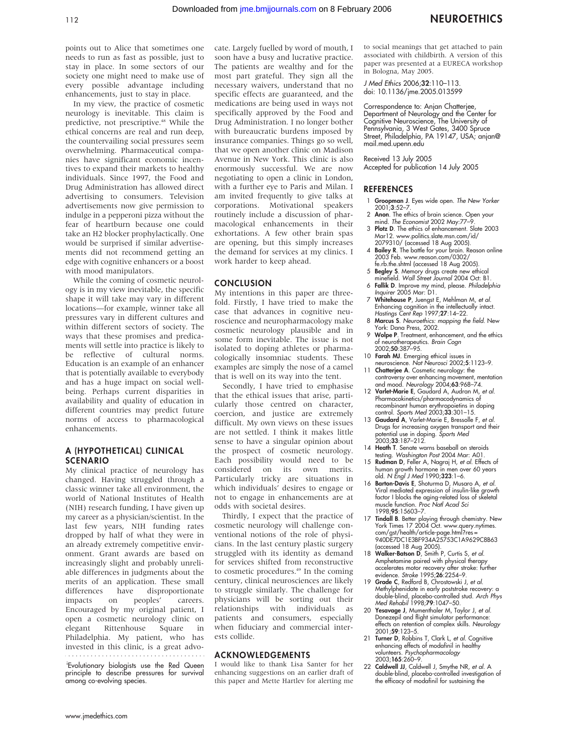points out to Alice that sometimes one needs to run as fast as possible, just to stay in place. In some sectors of our society one might need to make use of every possible advantage including enhancements, just to stay in place.

In my view, the practice of cosmetic neurology is inevitable. This claim is predictive, not prescriptive.[48] While the ethical concerns are real and run deep, the countervailing social pressures seem overwhelming. Pharmaceutical companies have significant economic incentives to expand their markets to healthy individuals. Since 1997, the Food and Drug Administration has allowed direct advertising to consumers. Television advertisements now give permission to indulge in a pepperoni pizza without the fear of heartburn because one could take an H2 blocker prophylactically. One would be surprised if similar advertisements did not recommend getting an edge with cognitive enhancers or a boost with mood manipulators.

While the coming of cosmetic neurology is in my view inevitable, the specific shape it will take may vary in different locations—for example, winner take all pressures vary in different cultures and within different sectors of society. The ways that these promises and predicaments will settle into practice is likely to be reflective of cultural norms. Education is an example of an enhancer that is potentially available to everybody and has a huge impact on social well-being. Perhaps current disparities in availability and quality of education in different countries may predict future norms of access to pharmacological enhancements.

## A (HYPOTHETICAL) CLINICAL SCENARIO

My clinical practice of neurology has changed. Having struggled through a classic winner take all environment, the world of National Institutes of Health (NIH) research funding, I have given up my career as a physician/scientist. In the last few years, NIH funding rates dropped by half of what they were in an already extremely competitive environment. Grant awards are based on increasingly slight and probably unreliable differences in judgments about the merits of an application. These small differences have disproportionate impacts on peoples' careers. Encouraged by my original patient, I open a cosmetic neurology clinic on elegant Rittenhouse Square in Philadelphia. My patient, who has invested in this clinic, is a great advocate. Largely fuelled by word of mouth, I soon have a busy and lucrative practice. The patients are wealthy and for the most part grateful. They sign all the necessary waivers, understand that no specific effects are guaranteed, and the medications are being used in ways not specifically approved by the Food and Drug Administration. I no longer bother with bureaucratic burdens imposed by insurance companies. Things go so well, that we open another clinic on Madison Avenue in New York. This clinic is also enormously successful. We are now negotiating to open a clinic in London, with a further eye to Paris and Milan. I am invited frequently to give talks at corporations. Motivational speakers routinely include a discussion of pharmacological enhancements in their exhortations. A few other brain spas are opening, but this simply increases the demand for services at my clinics. I work harder to keep ahead.

[i]Evolutionary biologists use the Red Queen principle to describe pressures for survival among co-evolving species.

## CONCLUSION

My intentions in this paper are threefold. Firstly, I have tried to make the case that advances in cognitive neuroscience and neuropharmacology make cosmetic neurology plausible and in some form inevitable. The issue is not isolated to doping athletes or pharmacologically insomniac students. These examples are simply the nose of a camel that is well on its way into the tent.

Secondly, I have tried to emphasise that the ethical issues that arise, particularly those centred on character, coercion, and justice are extremely difficult. My own views on these issues are not settled. I think it makes little sense to have a singular opinion about the prospect of cosmetic neurology. Each possibility would need to be considered on its own merits. Particularly tricky are situations in which individuals' desires to engage or not to engage in enhancements are at odds with societal desires.

Thirdly, I expect that the practice of cosmetic neurology will challenge conventional notions of the role of physicians. In the last century plastic surgery struggled with its identity as demand for services shifted from reconstructive to cosmetic procedures.[49] In the coming century, clinical neurosciences are likely to struggle similarly. The challenge for physicians will be sorting out their relationships with individuals as patients and consumers, especially when fiduciary and commercial interests collide.

## ACKNOWLEDGEMENTS

I would like to thank Lisa Santer for her enhancing suggestions on an earlier draft of this paper and Mette Hartlev for alerting me to social meanings that get attached to pain associated with childbirth. A version of this paper was presented at a EURECA workshop in Bologna, May 2005.

*J Med Ethics* 2006;**32**:110–113.
doi: 10.1136/jme.2005.013599

Correspondence to: Anjan Chatterjee, Department of Neurology and the Center for Cognitive Neuroscience, The University of Pennsylvania, 3 West Gates, 3400 Spruce Street, Philadelphia, PA 19147, USA; anjan@mail.med.upenn.edu

Received 13 July 2005
Accepted for publication 14 July 2005

## REFERENCES

1. **Groopman J**. Eyes wide open. *The New Yorker* 2001;**3**:52–7.
2. **Anon**. The ethics of brain science. Open your mind. *The Economist* 2002 May:77–9.
3. **Plotz D**. The ethics of enhancement. Slate 2003 Mar12. www.politics.slate.msn.com/id/2079310/ (accessed 18 Aug 2005).
4. **Bailey R**. The battle for your brain. Reason online 2003 Feb. www.reason.com/0302/fe.rb.the.shtml (accessed 18 Aug 2005).
5. **Begley S**. Memory drugs create new ethical minefield. *Wall Street Journal* 2004 Oct: B1.
6. **Fallik D**. Improve my mind, please. *Philadelphia Inquirer* 2005 Mar: D1.
7. **Whitehouse P**, Juengst E, Mehlman M, *et al*. Enhancing cognition in the intellectually intact. *Hastings Cent Rep* 1997;**27**:14–22.
8. **Marcus S**. *Neuroethics: mapping the field*. New York: Dana Press, 2002.
9. **Wolpe P**. Treatment, enhancement, and the ethics of neurotherapeutics. *Brain Cogn* 2002;**50**:387–95.
10. **Farah MJ**. Emerging ethical issues in neuroscience. *Nat Neurosci* 2002;**5**:1123–9.
11. **Chatterjee A**. Cosmetic neurology: the controversy over enhancing movement, mentation and mood. *Neurology* 2004;**63**:968–74.
12. **Varlet-Marie E**, Gaudard A, Audran M, *et al*. Pharmacokinetics/pharmacodynamics of recombinant human erythropoietins in doping control. *Sports Med* 2003;**33**:301–15.
13. **Gaudard A**, Varlet-Marie E, Bressolle F, *et al*. Drugs for increasing oxygen transport and their potential use in doping. *Sports Med* 2003;**33**:187–212.
14. **Heath T**. Senate warns baseball on steroids testing. *Washington Post* 2004 Mar: A01.
15. **Rudman D**, Feller A, Nagraj H, *et al*. Effects of human growth hormone in men over 60 years old. *N Engl J Med* 1990;**323**:1–6.
16. **Barton-Davis E**, Shoturma D, Musaro A, *et al*. Viral mediated expression of insulin-like growth factor I blocks the aging-related loss of skeletal muscle function. *Proc Natl Acad Sci* 1998;**95**:15603–7.
17. **Tindall B**. Better playing through chemistry. New York Times 17 2004 Oct. www.query.nytimes.com/gst/health/article-page.html?res=940DE7DC1E3BF934A25753C1A9629C8B63 (accessed 18 Aug 2005).
18. **Walker-Batson D**, Smith P, Curtis S, *et al*. Amphetamine paired with physical therapy accelerates motor recovery after stroke: further evidence. *Stroke* 1995;**26**:2254–9.
19. **Grade C**, Redford B, Chrostowski J, *et al*. Methylphenidate in early poststroke recovery: a double-blind, placebo-controlled stud. *Arch Phys Med Rehabil* 1998;**79**:1047–50.
20. **Yesavage J**, Mumenthaler M, Taylor J, *et al*. Donezepil and flight simulator performance: effects on retention of complex skills. *Neurology* 2001;**59**:123–5.
21. **Turner D**, Robbins T, Clark L, *et al*. Cognitive enhancing effects of modafinil in healthy volunteers. *Psychopharmacology* 2003;**165**:260–9.
22. **Caldwell JJ**, Caldwell J, Smythe NR, *et al*. A double-blind, placebo-controlled investigation of the efficacy of modafinil for sustaining the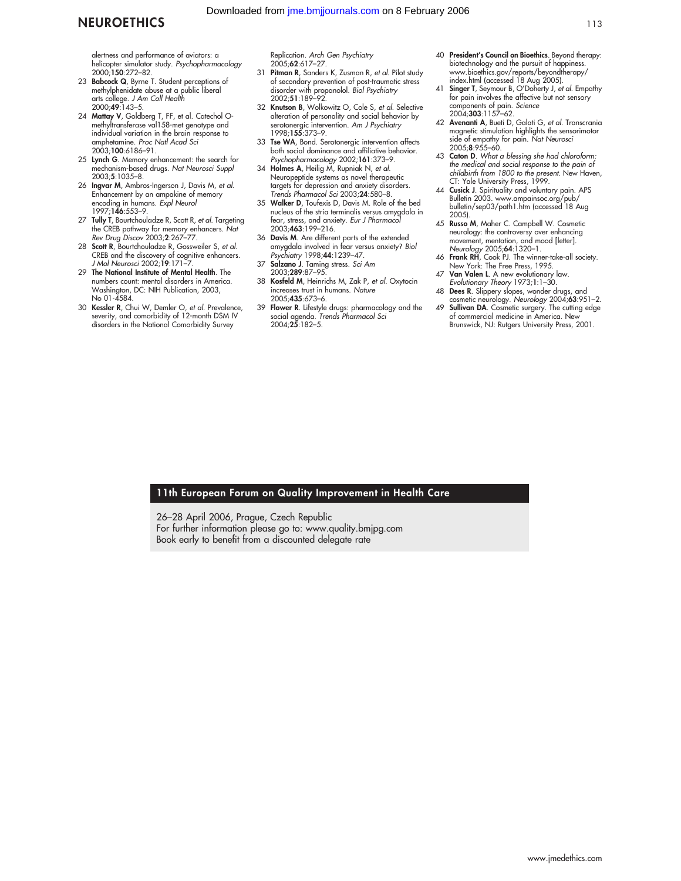alertness and performance of aviators: a helicopter simulator study. *Psychopharmacology* 2000;**150**:272–82.

23 **Babcock Q**, Byrne T. Student perceptions of methylphenidate abuse at a public liberal arts college. *J Am Coll Health* 2000;**49**:143–5.

24 **Mattay V**, Goldberg T, FF, et al. Catechol O-methyltransferase val158-met genotype and individual variation in the brain response to amphetamine. *Proc Natl Acad Sci* 2003;**100**:6186–91.

25 **Lynch G**. Memory enhancement: the search for mechanism-based drugs. *Nat Neurosci Suppl* 2003;**5**:1035–8.

26 **Ingvar M**, Ambros-Ingerson J, Davis M, *et al*. Enhancement by an ampakine of memory encoding in humans. *Expl Neurol* 1997;**146**:553–9.

27 **Tully T**, Bourtchouladze R, Scott R, *et al*. Targeting the CREB pathway for memory enhancers. *Nat Rev Drug Discov* 2003;**2**:267–77.

28 **Scott R**, Bourtchouladze R, Gossweiler S, *et al*. CREB and the discovery of cognitive enhancers. *J Mol Neurosci* 2002;**19**:171–7.

29 **The National Institute of Mental Health**. The numbers count: mental disorders in America. Washington, DC: NIH Publication, 2003, No 01-4584.

30 **Kessler R**, Chui W, Demler O, *et al*. Prevalence, severity, and comorbidity of 12-month DSM IV disorders in the National Comorbidity Survey Replication. *Arch Gen Psychiatry* 2005;**62**:617–27.

31 **Pitman R**, Sanders K, Zusman R, *et al*. Pilot study of secondary prevention of post-traumatic stress disorder with propanolol. *Biol Psychiatry* 2002;**51**:189–92.

32 **Knutson B**, Wolkowitz O, Cole S, *et al*. Selective alteration of personality and social behavior by serotonergic intervention. *Am J Psychiatry* 1998;**155**:373–9.

33 **Tse WA**, Bond. Serotonergic intervention affects both social dominance and affiliative behavior. *Psychopharmacology* 2002;**161**:373–9.

34 **Holmes A**, Heilig M, Rupniak N, *et al*. Neuropeptide systems as novel therapeutic targets for depression and anxiety disorders. *Trends Pharmacol Sci* 2003;**24**:580–8.

35 **Walker D**, Toufexis D, Davis M. Role of the bed nucleus of the stria terminalis versus amygdala in fear, stress, and anxiety. *Eur J Pharmacol* 2003;**463**:199–216.

36 **Davis M**. Are different parts of the extended amygdala involved in fear versus anxiety? *Biol Psychiatry* 1998;**44**:1239–47.

37 **Salzano J**. Taming stress. *Sci Am* 2003;**289**:87–95.

38 **Kosfeld M**, Heinrichs M, Zak P, *et al*. Oxytocin increases trust in humans. *Nature* 2005;**435**:673–6.

39 **Flower R**. Lifestyle drugs: pharmacology and the social agenda. *Trends Pharmacol Sci* 2004;**25**:182–5.

40 **President's Council on Bioethics**. Beyond therapy: biotechnology and the pursuit of happiness. www.bioethics.gov/reports/beyondtherapy/index.html (accessed 18 Aug 2005).

41 **Singer T**, Seymour B, O'Doherty J, *et al*. Empathy for pain involves the affective but not sensory components of pain. *Science* 2004;**303**:1157–62.

42 **Avenanti A**, Bueti D, Galati G, *et al*. Transcrania magnetic stimulation highlights the sensorimotor side of empathy for pain. *Nat Neurosci* 2005;**8**:955–60.

43 **Caton D**. *What a blessing she had chloroform: the medical and social response to the pain of childbirth from 1800 to the present*. New Haven, CT: Yale University Press, 1999.

44 **Cusick J**. Spirituality and voluntary pain. APS Bulletin 2003. www.ampainsoc.org/pub/bulletin/sep03/path1.htm (accessed 18 Aug 2005).

45 **Russo M**, Maher C. Campbell W. Cosmetic neurology: the controversy over enhancing movement, mentation, and mood [letter]. *Neurology* 2005;**64**:1320–1.

46 **Frank RH**, Cook PJ. The winner-take-all society. New York: The Free Press, 1995.

47 **Van Valen L**. A new evolutionary law. *Evolutionary Theory* 1973;**1**:1–30.

48 **Dees R**. Slippery slopes, wonder drugs, and cosmetic neurology. *Neurology* 2004;**63**:951–2.

49 **Sullivan DA**. Cosmetic surgery. The cutting edge of commercial medicine in America. New Brunswick, NJ: Rutgers University Press, 2001.

## 11th European Forum on Quality Improvement in Health Care

26–28 April 2006, Prague, Czech Republic
For further information please go to: www.quality.bmjpg.com
Book early to benefit from a discounted delegate rate